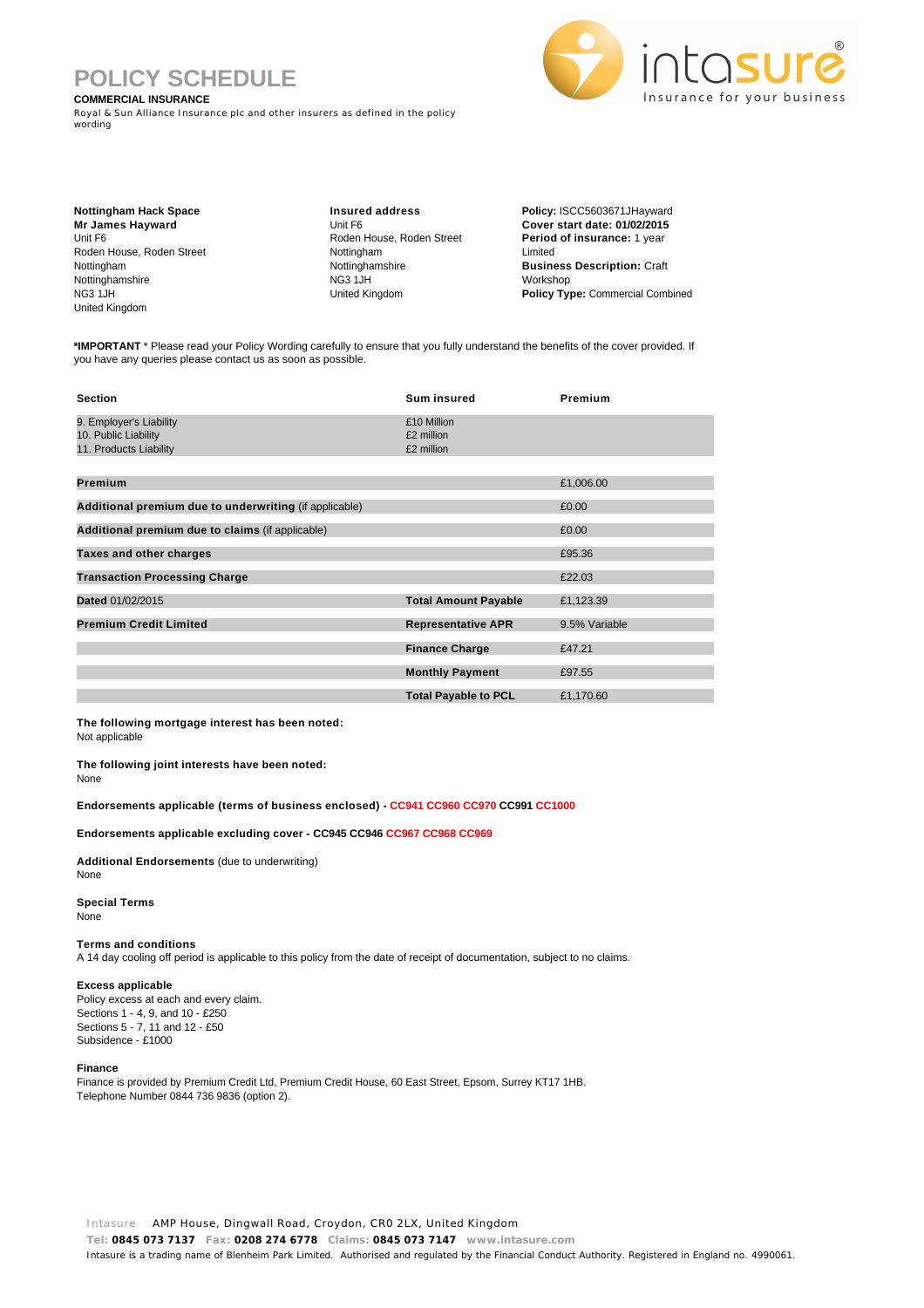# POLICY SCHEDULE

**COMMERCIAL INSURANCE**

Royal & Sun Alliance Insurance plc and other insurers as defined in the policy wording

intasure®
Insurance for your business

**Nottingham Hack Space**
**Mr James Hayward**
Unit F6
Roden House, Roden Street
Nottingham
Nottinghamshire
NG3 1JH
United Kingdom

**Insured address**
Unit F6
Roden House, Roden Street
Nottingham
Nottinghamshire
NG3 1JH
United Kingdom

**Policy:** ISCC5603671JHayward
**Cover start date: 01/02/2015**
**Period of insurance:** 1 year Limited
**Business Description:** Craft Workshop
**Policy Type:** Commercial Combined

**\*IMPORTANT** * Please read your Policy Wording carefully to ensure that you fully understand the benefits of the cover provided. If you have any queries please contact us as soon as possible.

| Section | Sum insured | Premium |
|---|---|---|
| 9. Employer's Liability | £10 Million | |
| 10. Public Liability | £2 million | |
| 11. Products Liability | £2 million | |
| **Premium** | | £1,006.00 |
| **Additional premium due to underwriting** (if applicable) | | £0.00 |
| **Additional premium due to claims** (if applicable) | | £0.00 |
| **Taxes and other charges** | | £95.36 |
| **Transaction Processing Charge** | | £22.03 |
| **Dated** 01/02/2015 | **Total Amount Payable** | £1,123.39 |
| **Premium Credit Limited** | **Representative APR** | 9.5% Variable |
| | **Finance Charge** | £47.21 |
| | **Monthly Payment** | £97.55 |
| | **Total Payable to PCL** | £1,170.60 |

**The following mortgage interest has been noted:**
Not applicable

**The following joint interests have been noted:**
None

**Endorsements applicable (terms of business enclosed) - CC941 CC960 CC970 CC991 CC1000**

**Endorsements applicable excluding cover - CC945 CC946 CC967 CC968 CC969**

**Additional Endorsements** (due to underwriting)
None

**Special Terms**
None

**Terms and conditions**
A 14 day cooling off period is applicable to this policy from the date of receipt of documentation, subject to no claims.

**Excess applicable**
Policy excess at each and every claim.
Sections 1 - 4, 9, and 10 - £250
Sections 5 - 7, 11 and 12 - £50
Subsidence - £1000

**Finance**
Finance is provided by Premium Credit Ltd, Premium Credit House, 60 East Street, Epsom, Surrey KT17 1HB.
Telephone Number 0844 736 9836 (option 2).

Intasure AMP House, Dingwall Road, Croydon, CR0 2LX, United Kingdom
**Tel: 0845 073 7137 Fax: 0208 274 6778 Claims: 0845 073 7147 www.intasure.com**
Intasure is a trading name of Blenheim Park Limited. Authorised and regulated by the Financial Conduct Authority. Registered in England no. 4990061.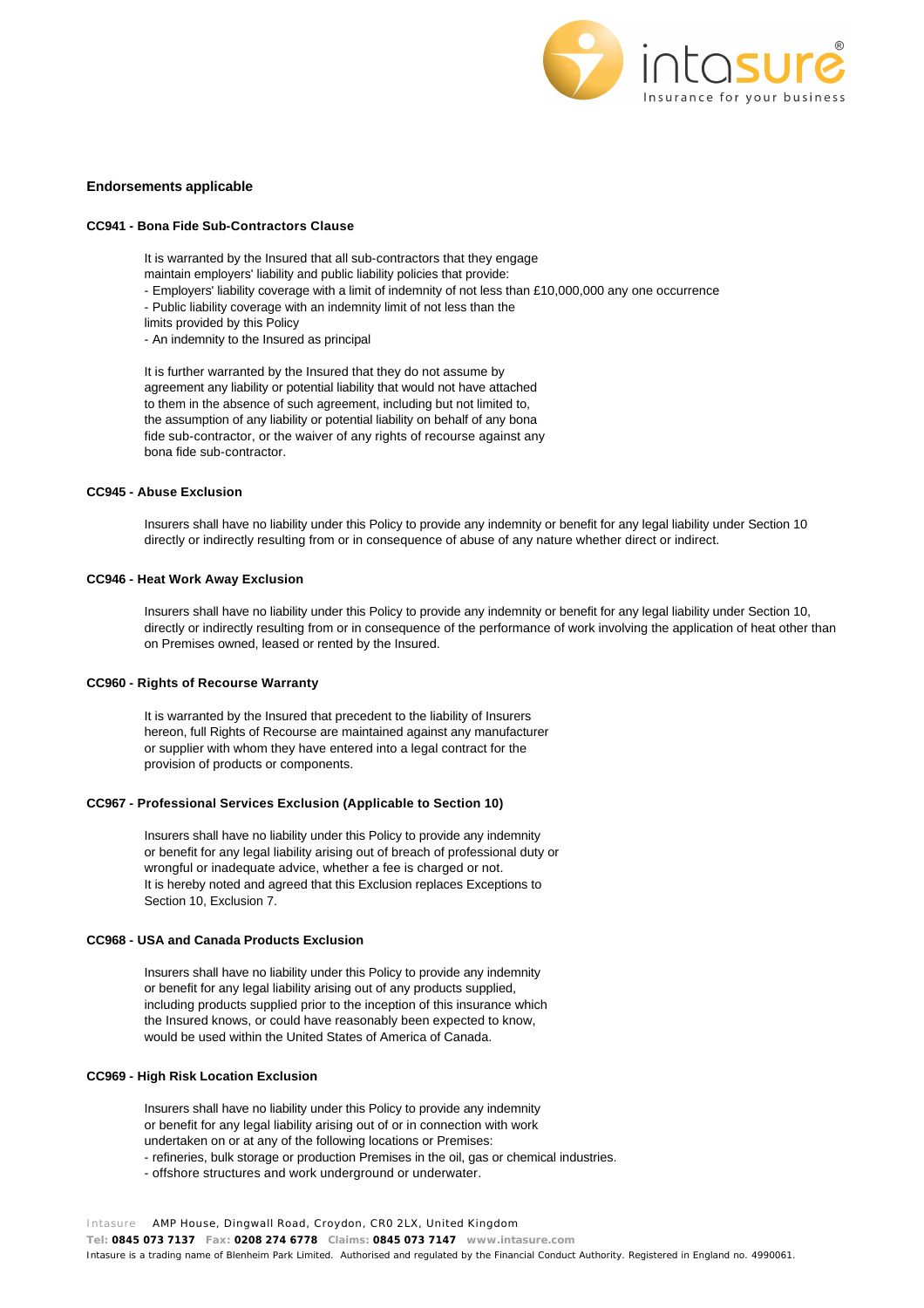## Endorsements applicable

### CC941 - Bona Fide Sub-Contractors Clause

It is warranted by the Insured that all sub-contractors that they engage maintain employers' liability and public liability policies that provide:

- Employers' liability coverage with a limit of indemnity of not less than £10,000,000 any one occurrence
- Public liability coverage with an indemnity limit of not less than the limits provided by this Policy
- An indemnity to the Insured as principal

It is further warranted by the Insured that they do not assume by agreement any liability or potential liability that would not have attached to them in the absence of such agreement, including but not limited to, the assumption of any liability or potential liability on behalf of any bona fide sub-contractor, or the waiver of any rights of recourse against any bona fide sub-contractor.

### CC945 - Abuse Exclusion

Insurers shall have no liability under this Policy to provide any indemnity or benefit for any legal liability under Section 10 directly or indirectly resulting from or in consequence of abuse of any nature whether direct or indirect.

### CC946 - Heat Work Away Exclusion

Insurers shall have no liability under this Policy to provide any indemnity or benefit for any legal liability under Section 10, directly or indirectly resulting from or in consequence of the performance of work involving the application of heat other than on Premises owned, leased or rented by the Insured.

### CC960 - Rights of Recourse Warranty

It is warranted by the Insured that precedent to the liability of Insurers hereon, full Rights of Recourse are maintained against any manufacturer or supplier with whom they have entered into a legal contract for the provision of products or components.

### CC967 - Professional Services Exclusion (Applicable to Section 10)

Insurers shall have no liability under this Policy to provide any indemnity or benefit for any legal liability arising out of breach of professional duty or wrongful or inadequate advice, whether a fee is charged or not.
It is hereby noted and agreed that this Exclusion replaces Exceptions to Section 10, Exclusion 7.

### CC968 - USA and Canada Products Exclusion

Insurers shall have no liability under this Policy to provide any indemnity or benefit for any legal liability arising out of any products supplied, including products supplied prior to the inception of this insurance which the Insured knows, or could have reasonably been expected to know, would be used within the United States of America of Canada.

### CC969 - High Risk Location Exclusion

Insurers shall have no liability under this Policy to provide any indemnity or benefit for any legal liability arising out of or in connection with work undertaken on or at any of the following locations or Premises:

- refineries, bulk storage or production Premises in the oil, gas or chemical industries.
- offshore structures and work underground or underwater.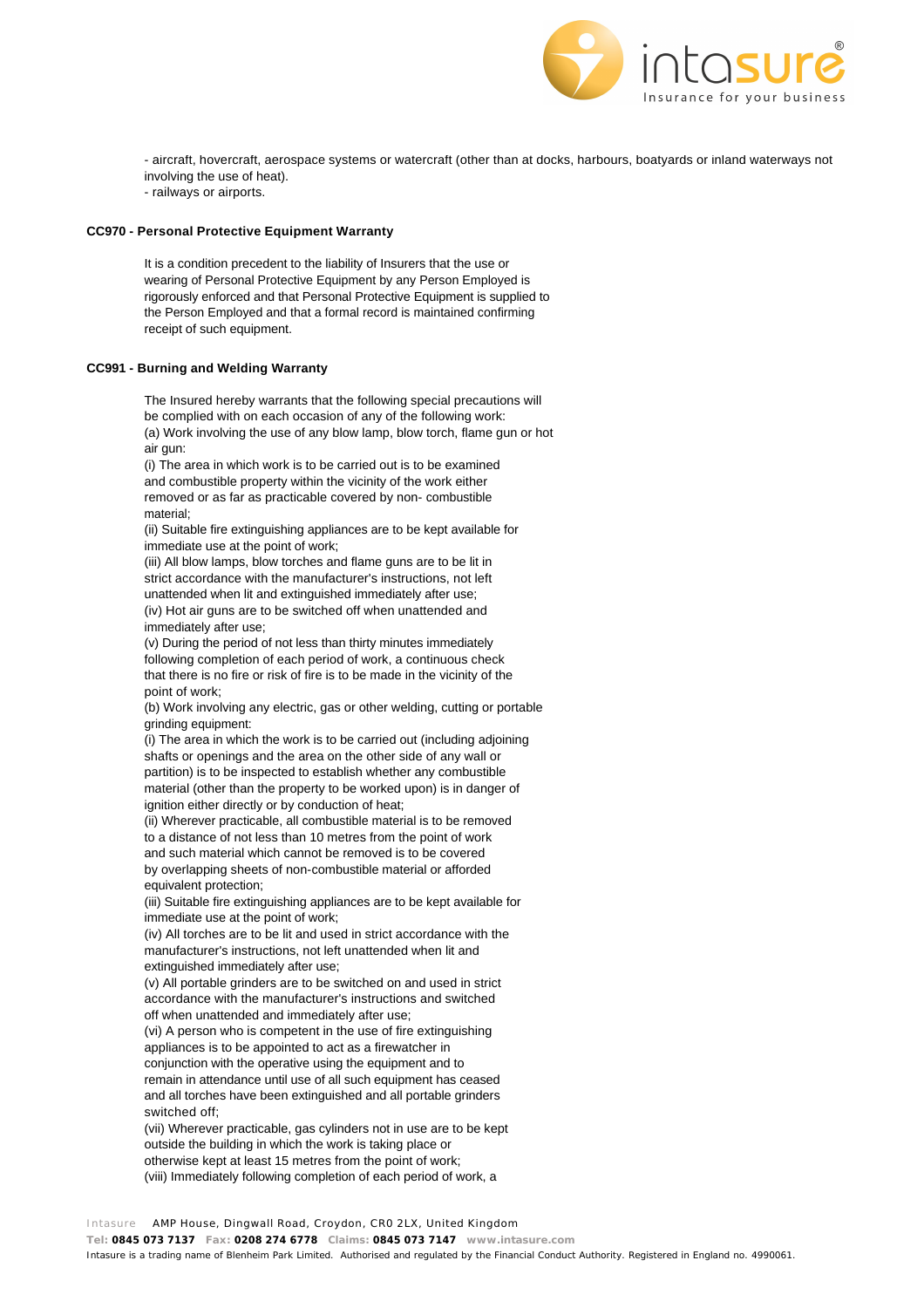- aircraft, hovercraft, aerospace systems or watercraft (other than at docks, harbours, boatyards or inland waterways not involving the use of heat).
- railways or airports.

**CC970 - Personal Protective Equipment Warranty**

It is a condition precedent to the liability of Insurers that the use or wearing of Personal Protective Equipment by any Person Employed is rigorously enforced and that Personal Protective Equipment is supplied to the Person Employed and that a formal record is maintained confirming receipt of such equipment.

**CC991 - Burning and Welding Warranty**

The Insured hereby warrants that the following special precautions will be complied with on each occasion of any of the following work:
(a) Work involving the use of any blow lamp, blow torch, flame gun or hot air gun:
(i) The area in which work is to be carried out is to be examined and combustible property within the vicinity of the work either removed or as far as practicable covered by non- combustible material;
(ii) Suitable fire extinguishing appliances are to be kept available for immediate use at the point of work;
(iii) All blow lamps, blow torches and flame guns are to be lit in strict accordance with the manufacturer's instructions, not left unattended when lit and extinguished immediately after use;
(iv) Hot air guns are to be switched off when unattended and immediately after use;
(v) During the period of not less than thirty minutes immediately following completion of each period of work, a continuous check that there is no fire or risk of fire is to be made in the vicinity of the point of work;
(b) Work involving any electric, gas or other welding, cutting or portable grinding equipment:
(i) The area in which the work is to be carried out (including adjoining shafts or openings and the area on the other side of any wall or partition) is to be inspected to establish whether any combustible material (other than the property to be worked upon) is in danger of ignition either directly or by conduction of heat;
(ii) Wherever practicable, all combustible material is to be removed to a distance of not less than 10 metres from the point of work and such material which cannot be removed is to be covered by overlapping sheets of non-combustible material or afforded equivalent protection;
(iii) Suitable fire extinguishing appliances are to be kept available for immediate use at the point of work;
(iv) All torches are to be lit and used in strict accordance with the manufacturer's instructions, not left unattended when lit and extinguished immediately after use;
(v) All portable grinders are to be switched on and used in strict accordance with the manufacturer's instructions and switched off when unattended and immediately after use;
(vi) A person who is competent in the use of fire extinguishing appliances is to be appointed to act as a firewatcher in conjunction with the operative using the equipment and to remain in attendance until use of all such equipment has ceased and all torches have been extinguished and all portable grinders switched off;
(vii) Wherever practicable, gas cylinders not in use are to be kept outside the building in which the work is taking place or otherwise kept at least 15 metres from the point of work;
(viii) Immediately following completion of each period of work, a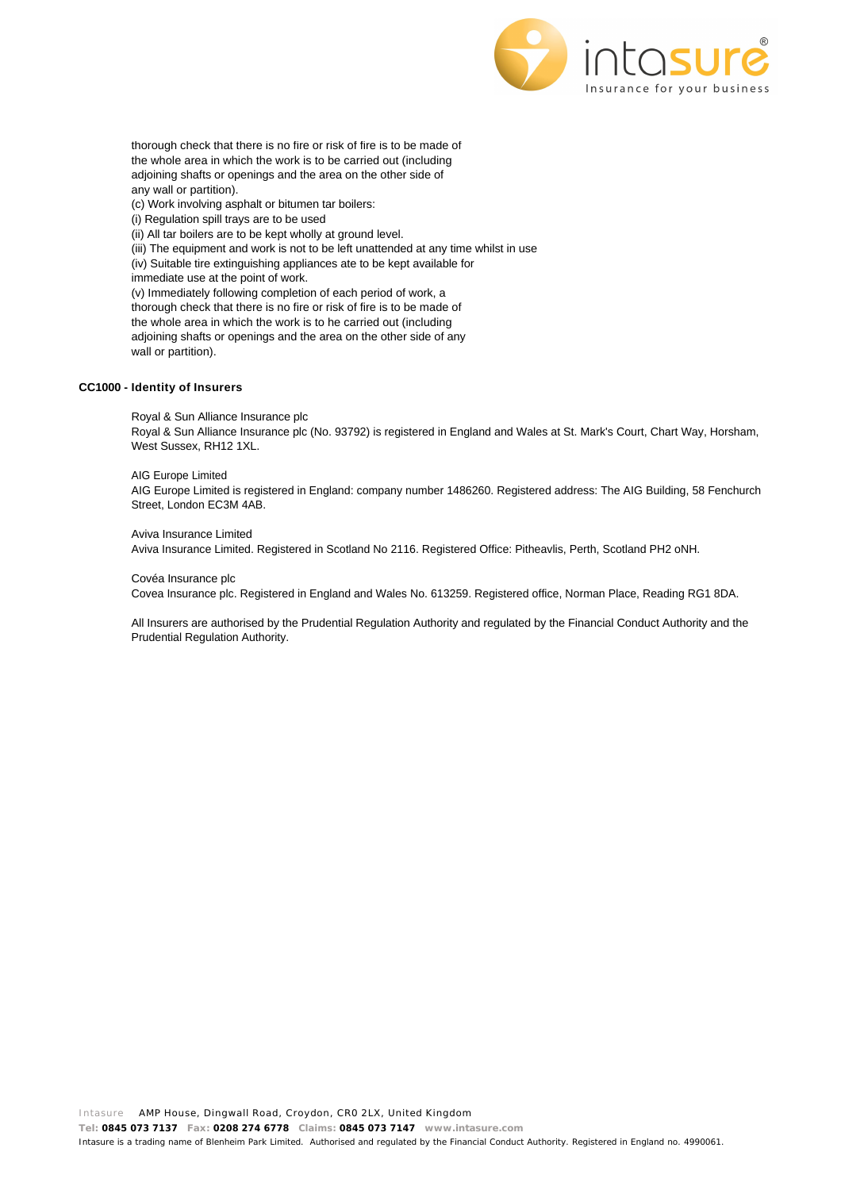thorough check that there is no fire or risk of fire is to be made of the whole area in which the work is to be carried out (including adjoining shafts or openings and the area on the other side of any wall or partition).

(c) Work involving asphalt or bitumen tar boilers:

(i) Regulation spill trays are to be used

(ii) All tar boilers are to be kept wholly at ground level.

(iii) The equipment and work is not to be left unattended at any time whilst in use

(iv) Suitable tire extinguishing appliances ate to be kept available for immediate use at the point of work.

(v) Immediately following completion of each period of work, a thorough check that there is no fire or risk of fire is to be made of the whole area in which the work is to he carried out (including adjoining shafts or openings and the area on the other side of any wall or partition).

**CC1000 - Identity of Insurers**

Royal & Sun Alliance Insurance plc

Royal & Sun Alliance Insurance plc (No. 93792) is registered in England and Wales at St. Mark's Court, Chart Way, Horsham, West Sussex, RH12 1XL.

AIG Europe Limited

AIG Europe Limited is registered in England: company number 1486260. Registered address: The AIG Building, 58 Fenchurch Street, London EC3M 4AB.

Aviva Insurance Limited

Aviva Insurance Limited. Registered in Scotland No 2116. Registered Office: Pitheavlis, Perth, Scotland PH2 oNH.

Covéa Insurance plc

Covea Insurance plc. Registered in England and Wales No. 613259. Registered office, Norman Place, Reading RG1 8DA.

All Insurers are authorised by the Prudential Regulation Authority and regulated by the Financial Conduct Authority and the Prudential Regulation Authority.